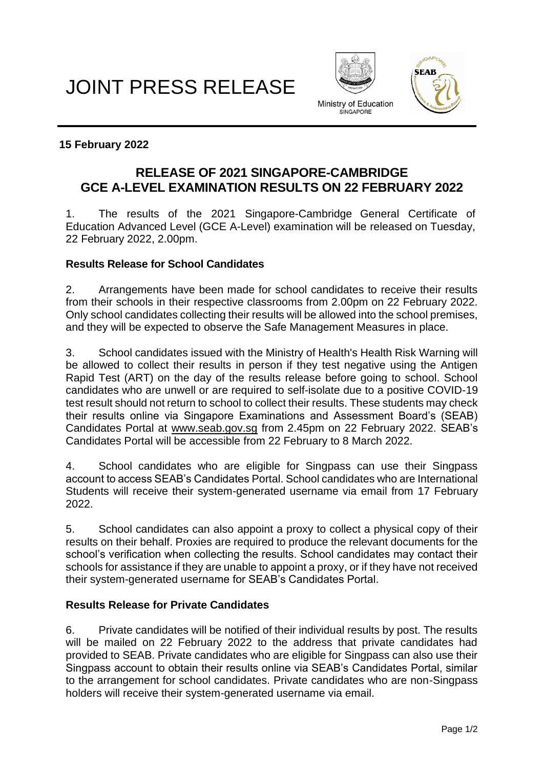# JOINT PRESS RELEASE

Ministry of Education
SINGAPORE

**15 February 2022**

## RELEASE OF 2021 SINGAPORE-CAMBRIDGE GCE A-LEVEL EXAMINATION RESULTS ON 22 FEBRUARY 2022

1. The results of the 2021 Singapore-Cambridge General Certificate of Education Advanced Level (GCE A-Level) examination will be released on Tuesday, 22 February 2022, 2.00pm.

### Results Release for School Candidates

2. Arrangements have been made for school candidates to receive their results from their schools in their respective classrooms from 2.00pm on 22 February 2022. Only school candidates collecting their results will be allowed into the school premises, and they will be expected to observe the Safe Management Measures in place.

3. School candidates issued with the Ministry of Health's Health Risk Warning will be allowed to collect their results in person if they test negative using the Antigen Rapid Test (ART) on the day of the results release before going to school. School candidates who are unwell or are required to self-isolate due to a positive COVID-19 test result should not return to school to collect their results. These students may check their results online via Singapore Examinations and Assessment Board's (SEAB) Candidates Portal at www.seab.gov.sg from 2.45pm on 22 February 2022. SEAB's Candidates Portal will be accessible from 22 February to 8 March 2022.

4. School candidates who are eligible for Singpass can use their Singpass account to access SEAB's Candidates Portal. School candidates who are International Students will receive their system-generated username via email from 17 February 2022.

5. School candidates can also appoint a proxy to collect a physical copy of their results on their behalf. Proxies are required to produce the relevant documents for the school's verification when collecting the results. School candidates may contact their schools for assistance if they are unable to appoint a proxy, or if they have not received their system-generated username for SEAB's Candidates Portal.

### Results Release for Private Candidates

6. Private candidates will be notified of their individual results by post. The results will be mailed on 22 February 2022 to the address that private candidates had provided to SEAB. Private candidates who are eligible for Singpass can also use their Singpass account to obtain their results online via SEAB's Candidates Portal, similar to the arrangement for school candidates. Private candidates who are non-Singpass holders will receive their system-generated username via email.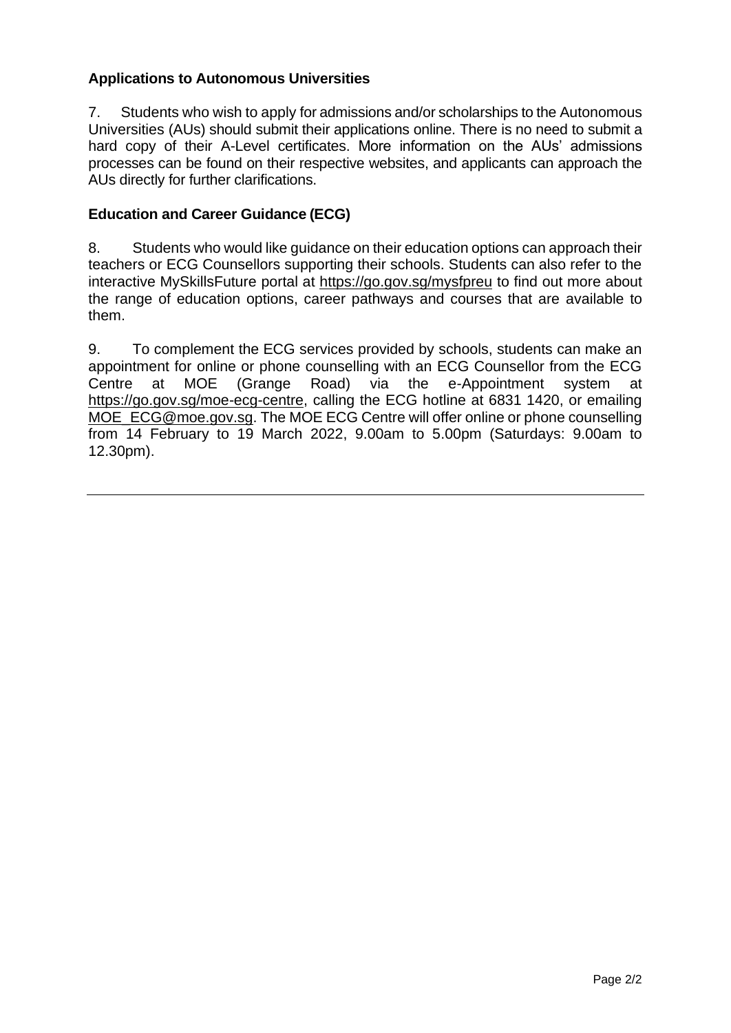**Applications to Autonomous Universities**

7. Students who wish to apply for admissions and/or scholarships to the Autonomous Universities (AUs) should submit their applications online. There is no need to submit a hard copy of their A-Level certificates. More information on the AUs' admissions processes can be found on their respective websites, and applicants can approach the AUs directly for further clarifications.

**Education and Career Guidance (ECG)**

8. Students who would like guidance on their education options can approach their teachers or ECG Counsellors supporting their schools. Students can also refer to the interactive MySkillsFuture portal at https://go.gov.sg/mysfpreu to find out more about the range of education options, career pathways and courses that are available to them.

9. To complement the ECG services provided by schools, students can make an appointment for online or phone counselling with an ECG Counsellor from the ECG Centre at MOE (Grange Road) via the e-Appointment system at https://go.gov.sg/moe-ecg-centre, calling the ECG hotline at 6831 1420, or emailing MOE_ECG@moe.gov.sg. The MOE ECG Centre will offer online or phone counselling from 14 February to 19 March 2022, 9.00am to 5.00pm (Saturdays: 9.00am to 12.30pm).

---